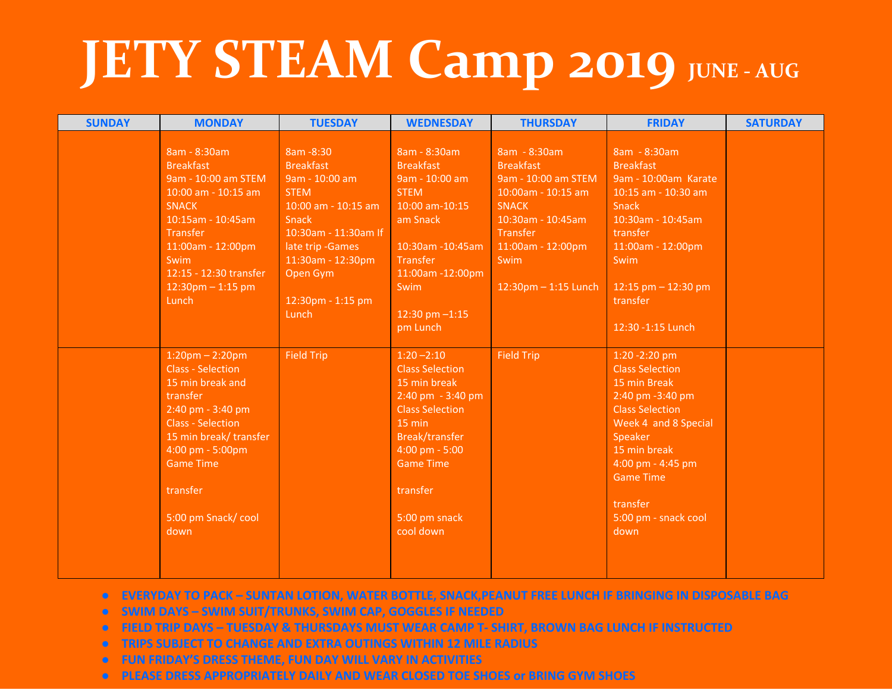# JETY STEAM Camp 2019 JUNE - AUG

| SUNDAY | MONDAY | TUESDAY | WEDNESDAY | THURSDAY | FRIDAY | SATURDAY |
|---|---|---|---|---|---|---|
| | 8am - 8:30am Breakfast<br>9am - 10:00 am STEM<br>10:00 am - 10:15 am SNACK<br>10:15am - 10:45am Transfer<br>11:00am - 12:00pm Swim<br>12:15 - 12:30 transfer<br>12:30pm – 1:15 pm Lunch | 8am -8:30 Breakfast<br>9am - 10:00 am STEM<br>10:00 am - 10:15 am Snack<br>10:30am - 11:30am If late trip -Games<br>11:30am - 12:30pm Open Gym<br><br>12:30pm - 1:15 pm Lunch | 8am - 8:30am Breakfast<br>9am - 10:00 am STEM<br>10:00 am-10:15 am Snack<br><br>10:30am -10:45am Transfer<br>11:00am -12:00pm Swim<br><br>12:30 pm –1:15 pm Lunch | 8am - 8:30am Breakfast<br>9am - 10:00 am STEM<br>10:00am - 10:15 am SNACK<br>10:30am - 10:45am Transfer<br>11:00am - 12:00pm Swim<br><br>12:30pm – 1:15 Lunch | 8am - 8:30am Breakfast<br>9am - 10:00am Karate<br>10:15 am - 10:30 am Snack<br>10:30am - 10:45am transfer<br>11:00am - 12:00pm Swim<br><br>12:15 pm – 12:30 pm transfer<br><br>12:30 -1:15 Lunch | |
| | 1:20pm – 2:20pm Class - Selection<br>15 min break and transfer<br>2:40 pm - 3:40 pm Class - Selection<br>15 min break/ transfer<br>4:00 pm - 5:00pm Game Time<br><br>transfer<br><br>5:00 pm Snack/ cool down | Field Trip | 1:20 –2:10 Class Selection<br>15 min break<br>2:40 pm - 3:40 pm Class Selection<br>15 min Break/transfer<br>4:00 pm - 5:00 Game Time<br><br>transfer<br><br>5:00 pm snack cool down | Field Trip | 1:20 -2:20 pm Class Selection<br>15 min Break<br>2:40 pm -3:40 pm Class Selection<br>Week 4 and 8 Special Speaker<br>15 min break<br>4:00 pm - 4:45 pm Game Time<br><br>transfer<br>5:00 pm - snack cool down | |

- **EVERYDAY TO PACK – SUNTAN LOTION, WATER BOTTLE, SNACK,PEANUT FREE LUNCH IF BRINGING IN DISPOSABLE BAG**
- **SWIM DAYS – SWIM SUIT/TRUNKS, SWIM CAP, GOGGLES IF NEEDED**
- **FIELD TRIP DAYS – TUESDAY & THURSDAYS MUST WEAR CAMP T- SHIRT, BROWN BAG LUNCH IF INSTRUCTED**
- **TRIPS SUBJECT TO CHANGE AND EXTRA OUTINGS WITHIN 12 MILE RADIUS**
- **FUN FRIDAY'S DRESS THEME, FUN DAY WILL VARY IN ACTIVITIES**
- **PLEASE DRESS APPROPRIATELY DAILY AND WEAR CLOSED TOE SHOES or BRING GYM SHOES**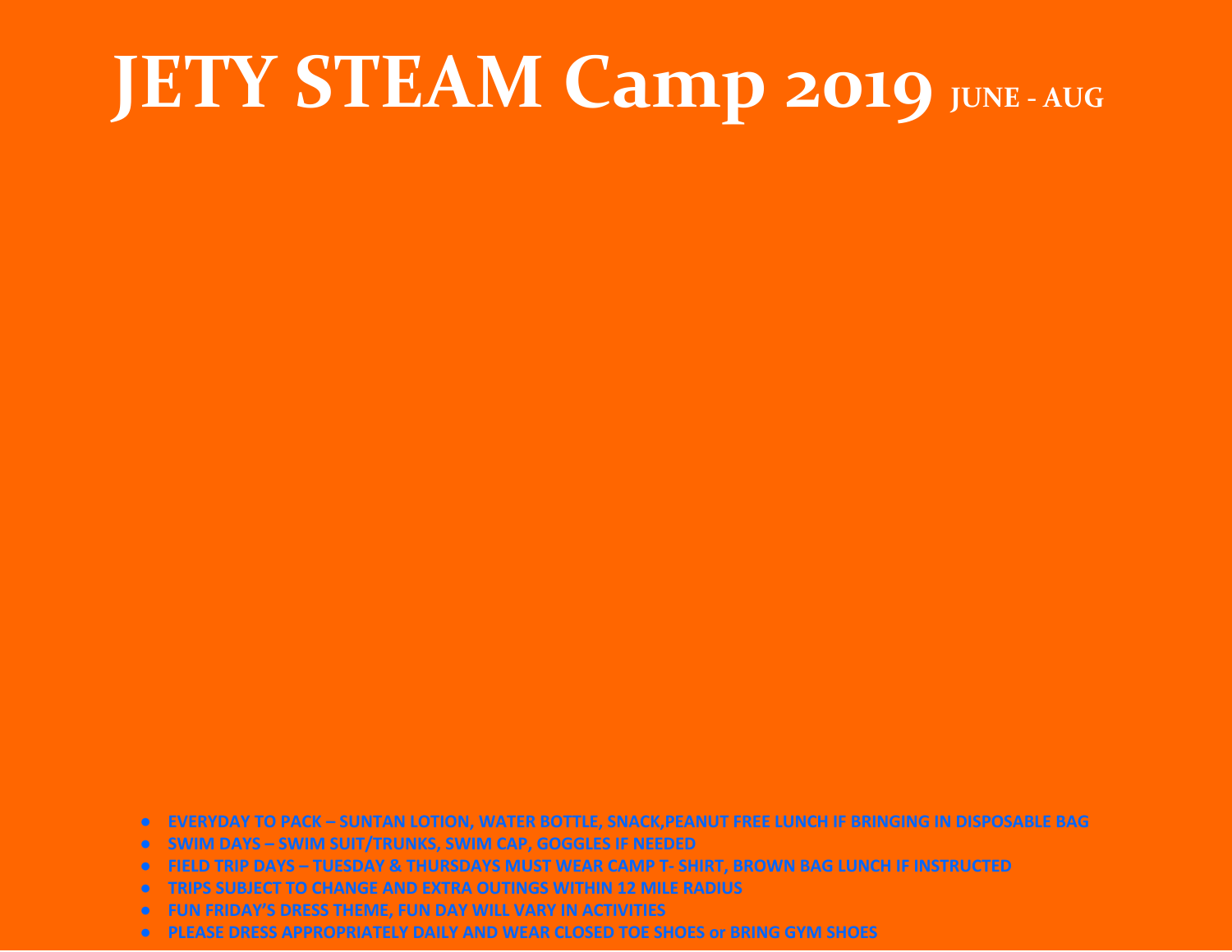# JETY STEAM Camp 2019 JUNE - AUG

- **EVERYDAY TO PACK – SUNTAN LOTION, WATER BOTTLE, SNACK,PEANUT FREE LUNCH IF BRINGING IN DISPOSABLE BAG**
- **SWIM DAYS – SWIM SUIT/TRUNKS, SWIM CAP, GOGGLES IF NEEDED**
- **FIELD TRIP DAYS – TUESDAY & THURSDAYS MUST WEAR CAMP T- SHIRT, BROWN BAG LUNCH IF INSTRUCTED**
- **TRIPS SUBJECT TO CHANGE AND EXTRA OUTINGS WITHIN 12 MILE RADIUS**
- **FUN FRIDAY'S DRESS THEME, FUN DAY WILL VARY IN ACTIVITIES**
- **PLEASE DRESS APPROPRIATELY DAILY AND WEAR CLOSED TOE SHOES or BRING GYM SHOES**